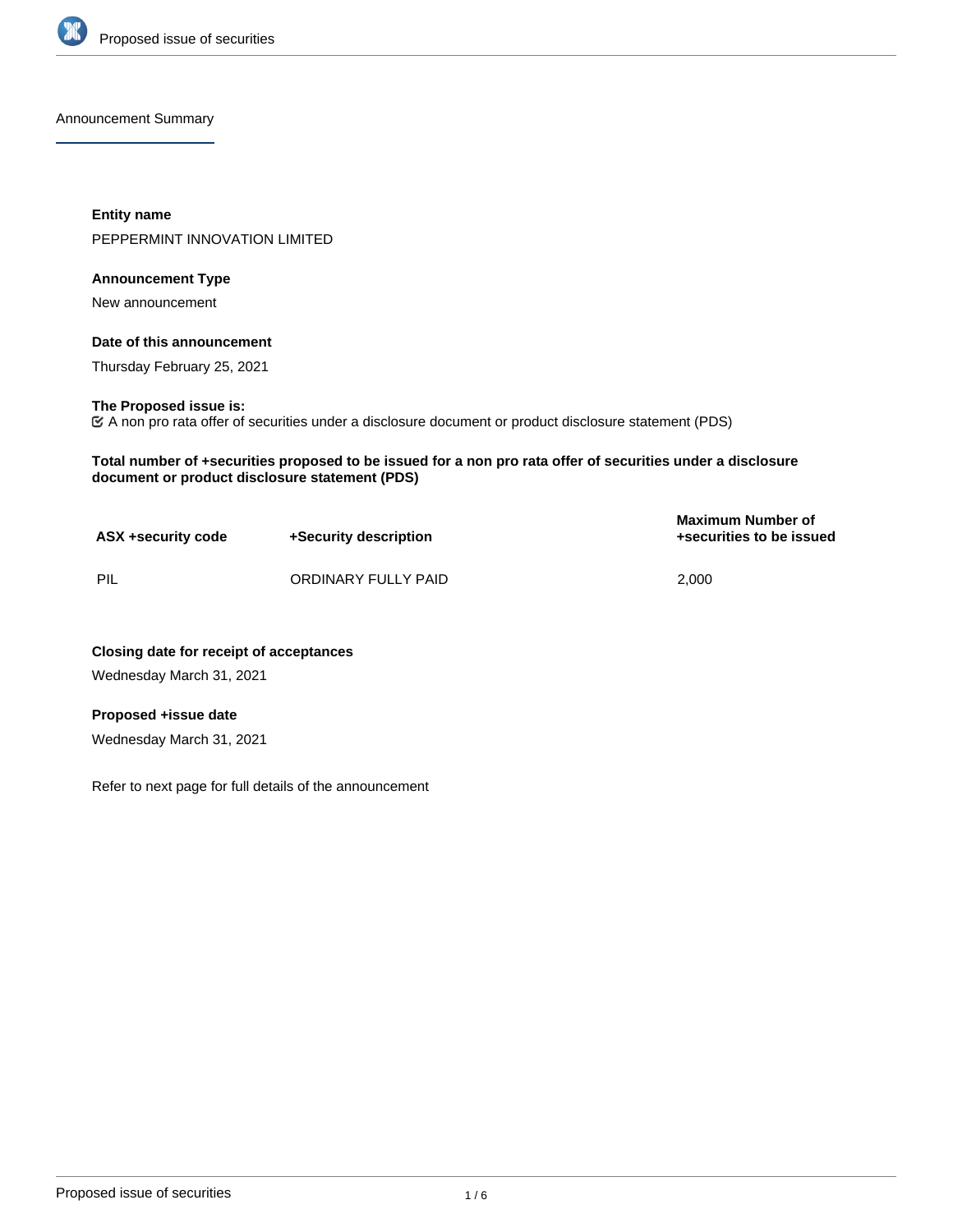Announcement Summary

**Entity name**

PEPPERMINT INNOVATION LIMITED

**Announcement Type**

New announcement

**Date of this announcement**

Thursday February 25, 2021

**The Proposed issue is:**

☑ A non pro rata offer of securities under a disclosure document or product disclosure statement (PDS)

**Total number of +securities proposed to be issued for a non pro rata offer of securities under a disclosure document or product disclosure statement (PDS)**

| ASX +security code | +Security description | Maximum Number of +securities to be issued |
|---|---|---|
| PIL | ORDINARY FULLY PAID | 2,000 |

**Closing date for receipt of acceptances**

Wednesday March 31, 2021

**Proposed +issue date**

Wednesday March 31, 2021

Refer to next page for full details of the announcement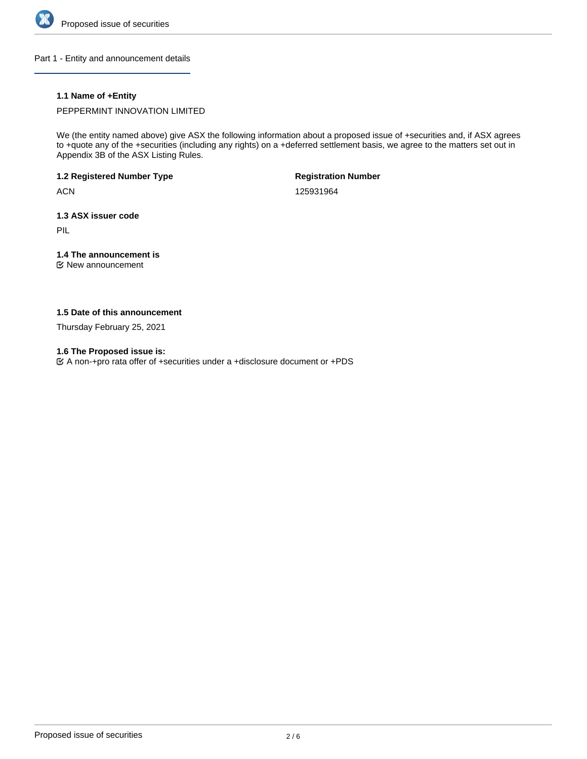## Part 1 - Entity and announcement details

### 1.1 Name of +Entity

PEPPERMINT INNOVATION LIMITED

We (the entity named above) give ASX the following information about a proposed issue of +securities and, if ASX agrees to +quote any of the +securities (including any rights) on a +deferred settlement basis, we agree to the matters set out in Appendix 3B of the ASX Listing Rules.

### 1.2 Registered Number Type

ACN

### Registration Number

125931964

### 1.3 ASX issuer code

PIL

### 1.4 The announcement is

☑ New announcement

### 1.5 Date of this announcement

Thursday February 25, 2021

### 1.6 The Proposed issue is:

☑ A non-+pro rata offer of +securities under a +disclosure document or +PDS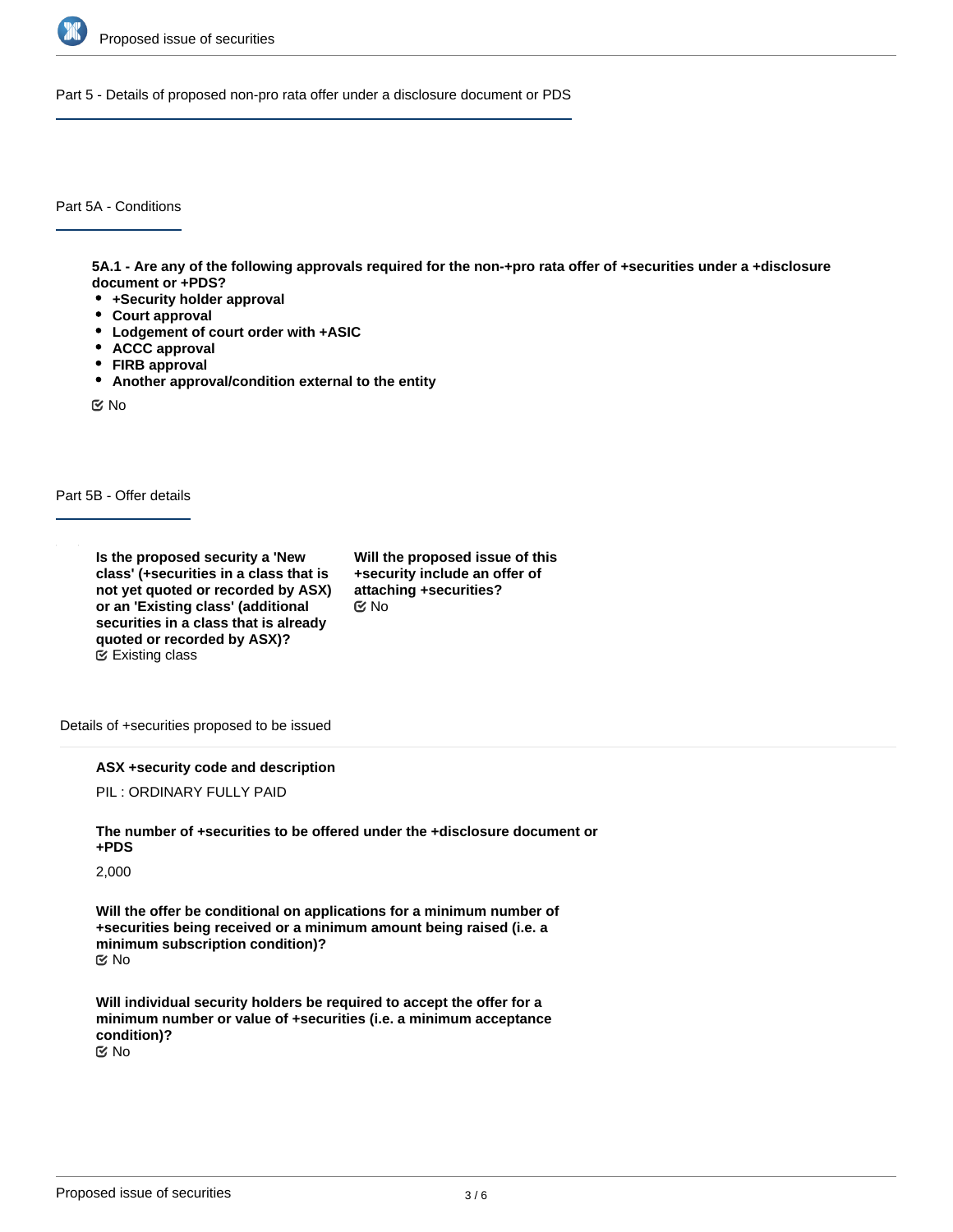## Part 5 - Details of proposed non-pro rata offer under a disclosure document or PDS

### Part 5A - Conditions

**5A.1 - Are any of the following approvals required for the non-+pro rata offer of +securities under a +disclosure document or +PDS?**

- **+Security holder approval**
- **Court approval**
- **Lodgement of court order with +ASIC**
- **ACCC approval**
- **FIRB approval**
- **Another approval/condition external to the entity**

No

### Part 5B - Offer details

**Is the proposed security a 'New class' (+securities in a class that is not yet quoted or recorded by ASX) or an 'Existing class' (additional securities in a class that is already quoted or recorded by ASX)?**

Existing class

**Will the proposed issue of this +security include an offer of attaching +securities?**

No

#### Details of +securities proposed to be issued

**ASX +security code and description**

PIL : ORDINARY FULLY PAID

**The number of +securities to be offered under the +disclosure document or +PDS**

2,000

**Will the offer be conditional on applications for a minimum number of +securities being received or a minimum amount being raised (i.e. a minimum subscription condition)?**

No

**Will individual security holders be required to accept the offer for a minimum number or value of +securities (i.e. a minimum acceptance condition)?**

No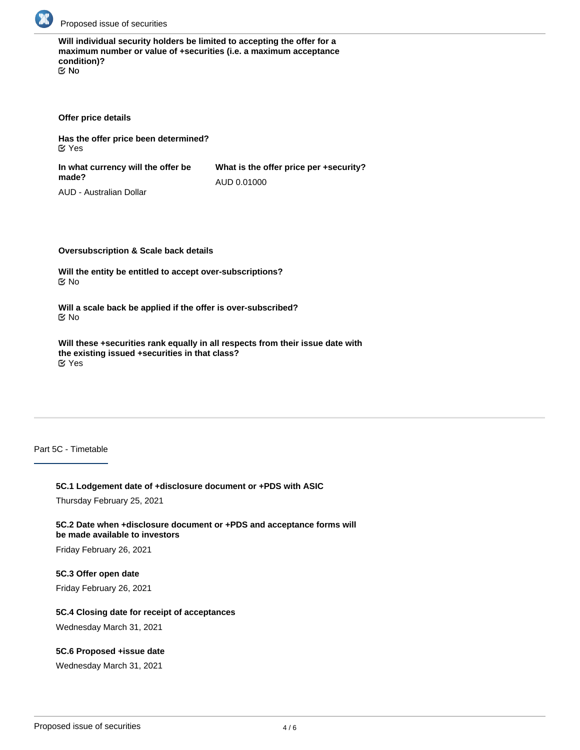**Will individual security holders be limited to accepting the offer for a maximum number or value of +securities (i.e. a maximum acceptance condition)?**
☑ No

**Offer price details**

**Has the offer price been determined?**
☑ Yes

**In what currency will the offer be made?**
AUD - Australian Dollar

**What is the offer price per +security?**
AUD 0.01000

**Oversubscription & Scale back details**

**Will the entity be entitled to accept over-subscriptions?**
☑ No

**Will a scale back be applied if the offer is over-subscribed?**
☑ No

**Will these +securities rank equally in all respects from their issue date with the existing issued +securities in that class?**
☑ Yes

## Part 5C - Timetable

**5C.1 Lodgement date of +disclosure document or +PDS with ASIC**

Thursday February 25, 2021

**5C.2 Date when +disclosure document or +PDS and acceptance forms will be made available to investors**

Friday February 26, 2021

**5C.3 Offer open date**

Friday February 26, 2021

**5C.4 Closing date for receipt of acceptances**

Wednesday March 31, 2021

**5C.6 Proposed +issue date**

Wednesday March 31, 2021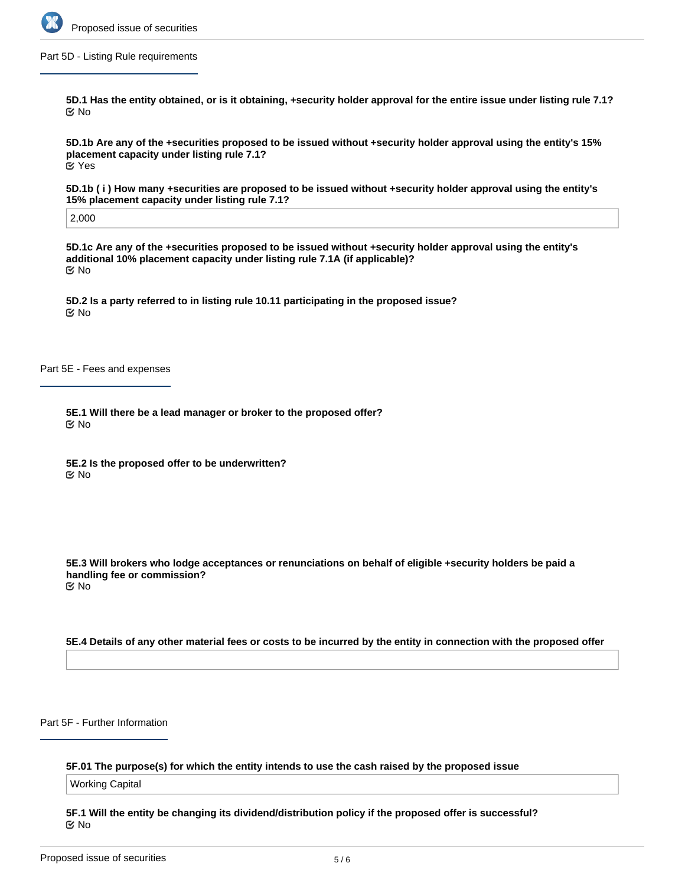## Part 5D - Listing Rule requirements

**5D.1 Has the entity obtained, or is it obtaining, +security holder approval for the entire issue under listing rule 7.1?**

No

**5D.1b Are any of the +securities proposed to be issued without +security holder approval using the entity's 15% placement capacity under listing rule 7.1?**

Yes

**5D.1b ( i ) How many +securities are proposed to be issued without +security holder approval using the entity's 15% placement capacity under listing rule 7.1?**

2,000

**5D.1c Are any of the +securities proposed to be issued without +security holder approval using the entity's additional 10% placement capacity under listing rule 7.1A (if applicable)?**

No

**5D.2 Is a party referred to in listing rule 10.11 participating in the proposed issue?**

No

## Part 5E - Fees and expenses

**5E.1 Will there be a lead manager or broker to the proposed offer?**

No

**5E.2 Is the proposed offer to be underwritten?**

No

**5E.3 Will brokers who lodge acceptances or renunciations on behalf of eligible +security holders be paid a handling fee or commission?**

No

**5E.4 Details of any other material fees or costs to be incurred by the entity in connection with the proposed offer**

## Part 5F - Further Information

**5F.01 The purpose(s) for which the entity intends to use the cash raised by the proposed issue**

Working Capital

**5F.1 Will the entity be changing its dividend/distribution policy if the proposed offer is successful?**

No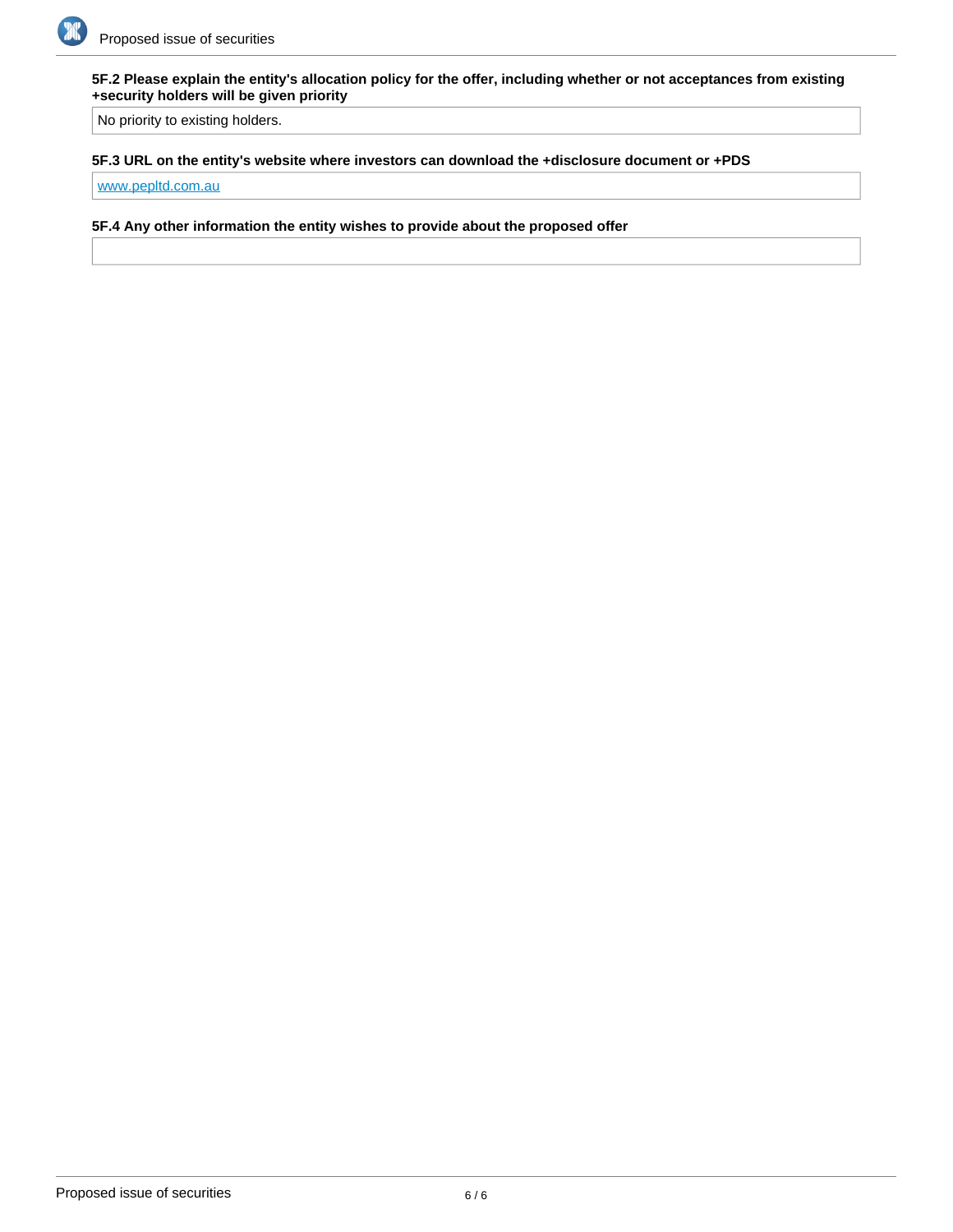**5F.2 Please explain the entity's allocation policy for the offer, including whether or not acceptances from existing +security holders will be given priority**

No priority to existing holders.

**5F.3 URL on the entity's website where investors can download the +disclosure document or +PDS**

www.pepltd.com.au

**5F.4 Any other information the entity wishes to provide about the proposed offer**